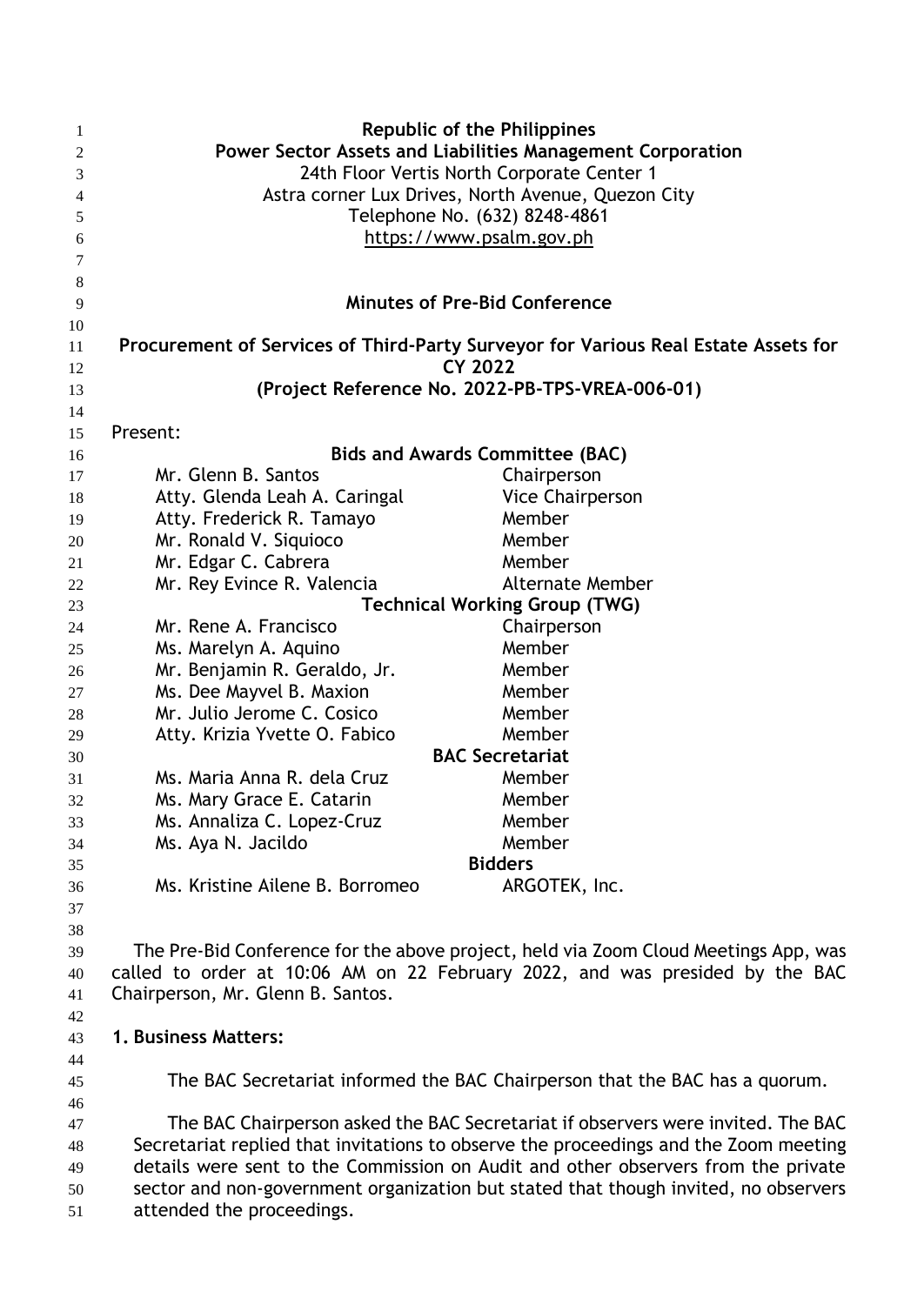**Republic of the Philippines**
**Power Sector Assets and Liabilities Management Corporation**
24th Floor Vertis North Corporate Center 1
Astra corner Lux Drives, North Avenue, Quezon City
Telephone No. (632) 8248-4861
https://www.psalm.gov.ph

# Minutes of Pre-Bid Conference

## Procurement of Services of Third-Party Surveyor for Various Real Estate Assets for CY 2022
## (Project Reference No. 2022-PB-TPS-VREA-006-01)

Present:

| Name | Position |
|---|---|
| **Bids and Awards Committee (BAC)** | |
| Mr. Glenn B. Santos | Chairperson |
| Atty. Glenda Leah A. Caringal | Vice Chairperson |
| Atty. Frederick R. Tamayo | Member |
| Mr. Ronald V. Siquioco | Member |
| Mr. Edgar C. Cabrera | Member |
| Mr. Rey Evince R. Valencia | Alternate Member |
| **Technical Working Group (TWG)** | |
| Mr. Rene A. Francisco | Chairperson |
| Ms. Marelyn A. Aquino | Member |
| Mr. Benjamin R. Geraldo, Jr. | Member |
| Ms. Dee Mayvel B. Maxion | Member |
| Mr. Julio Jerome C. Cosico | Member |
| Atty. Krizia Yvette O. Fabico | Member |
| **BAC Secretariat** | |
| Ms. Maria Anna R. dela Cruz | Member |
| Ms. Mary Grace E. Catarin | Member |
| Ms. Annaliza C. Lopez-Cruz | Member |
| Ms. Aya N. Jacildo | Member |
| **Bidders** | |
| Ms. Kristine Ailene B. Borromeo | ARGOTEK, Inc. |

The Pre-Bid Conference for the above project, held via Zoom Cloud Meetings App, was called to order at 10:06 AM on 22 February 2022, and was presided by the BAC Chairperson, Mr. Glenn B. Santos.

**1. Business Matters:**

The BAC Secretariat informed the BAC Chairperson that the BAC has a quorum.

The BAC Chairperson asked the BAC Secretariat if observers were invited. The BAC Secretariat replied that invitations to observe the proceedings and the Zoom meeting details were sent to the Commission on Audit and other observers from the private sector and non-government organization but stated that though invited, no observers attended the proceedings.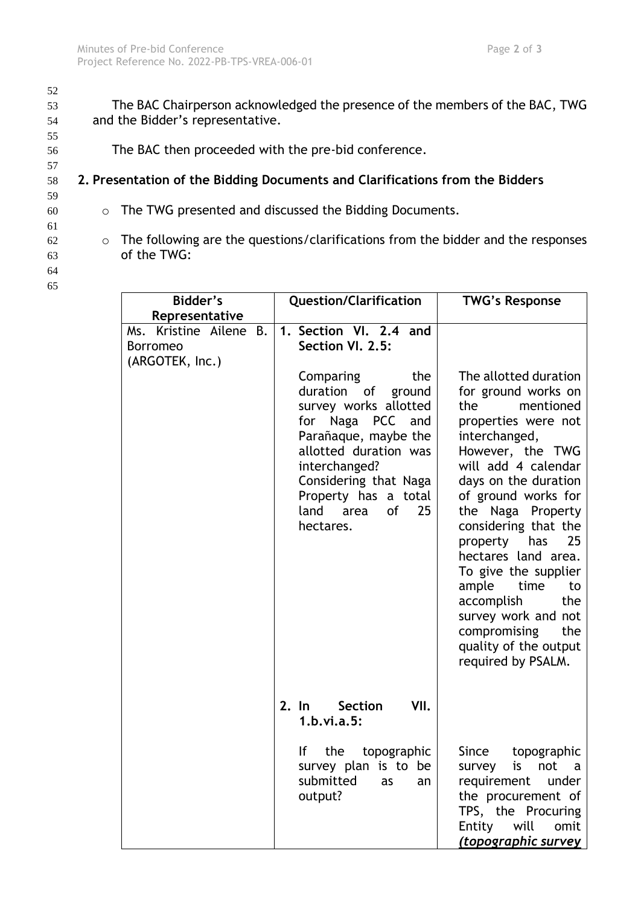The BAC Chairperson acknowledged the presence of the members of the BAC, TWG and the Bidder's representative.

The BAC then proceeded with the pre-bid conference.

**2. Presentation of the Bidding Documents and Clarifications from the Bidders**

- The TWG presented and discussed the Bidding Documents.
- The following are the questions/clarifications from the bidder and the responses of the TWG:

| Bidder's Representative | Question/Clarification | TWG's Response |
|---|---|---|
| Ms. Kristine Ailene B. Borromeo (ARGOTEK, Inc.) | **1. Section VI. 2.4 and Section VI. 2.5:** Comparing the duration of ground survey works allotted for Naga PCC and Parañaque, maybe the allotted duration was interchanged? Considering that Naga Property has a total land area of 25 hectares. | The allotted duration for ground works on the mentioned properties were not interchanged, However, the TWG will add 4 calendar days on the duration of ground works for the Naga Property considering that the property has 25 hectares land area. To give the supplier ample time to accomplish the survey work and not compromising the quality of the output required by PSALM. |
| | **2. In Section VII. 1.b.vi.a.5:** If the topographic survey plan is to be submitted as an output? | Since topographic survey is not a requirement under the procurement of TPS, the Procuring Entity will omit ***(topographic survey*** |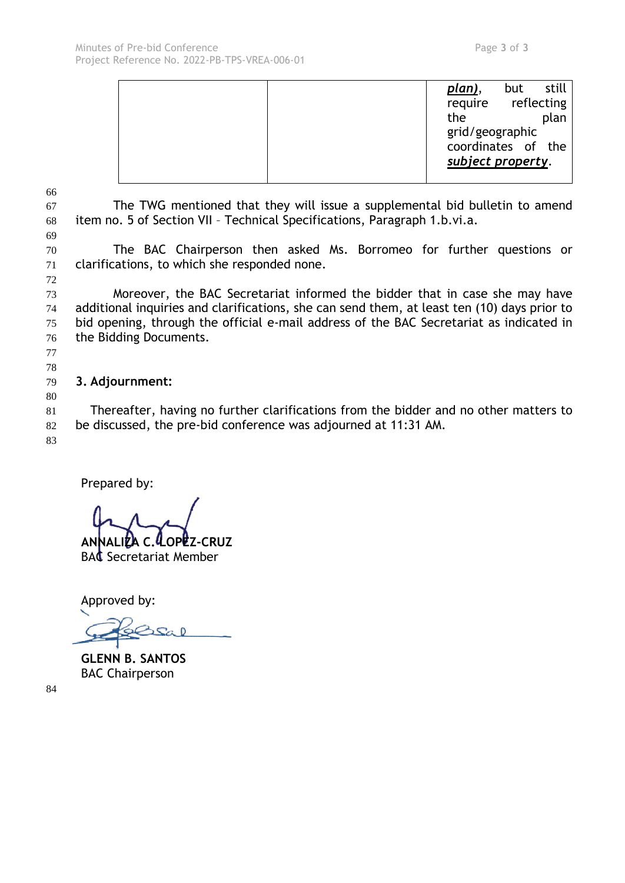| | | |
|---|---|---|
| | | ***plan)***, but still require reflecting the plan grid/geographic coordinates of the ***subject property***. |

The TWG mentioned that they will issue a supplemental bid bulletin to amend item no. 5 of Section VII – Technical Specifications, Paragraph 1.b.vi.a.

The BAC Chairperson then asked Ms. Borromeo for further questions or clarifications, to which she responded none.

Moreover, the BAC Secretariat informed the bidder that in case she may have additional inquiries and clarifications, she can send them, at least ten (10) days prior to bid opening, through the official e-mail address of the BAC Secretariat as indicated in the Bidding Documents.

**3. Adjournment:**

Thereafter, having no further clarifications from the bidder and no other matters to be discussed, the pre-bid conference was adjourned at 11:31 AM.

Prepared by:

**ANNALIZA C. LOPEZ-CRUZ**
BAC Secretariat Member

Approved by:

**GLENN B. SANTOS**
BAC Chairperson